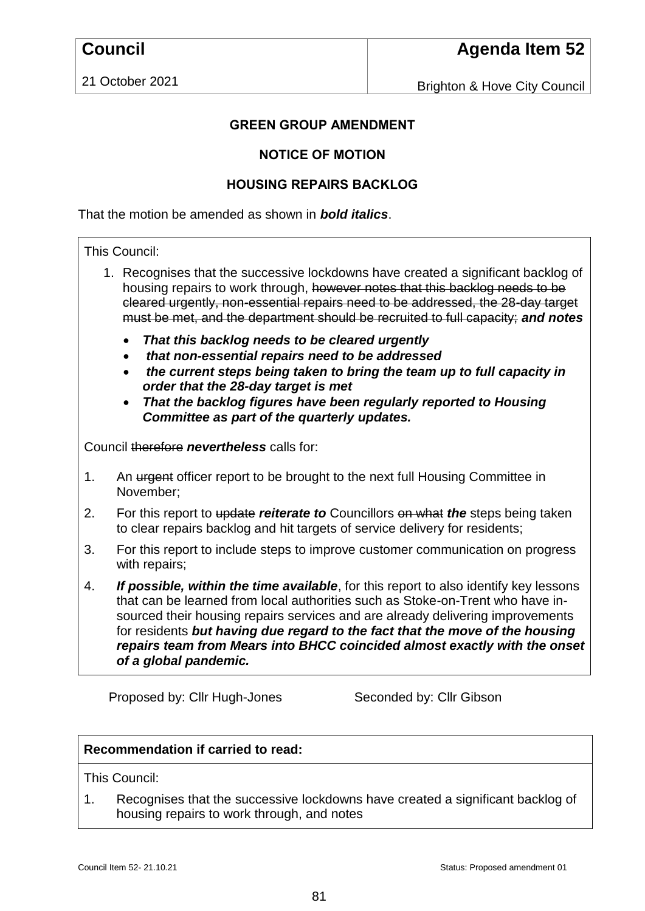| Council | Agenda Item 52 |
| --- | --- |
| 21 October 2021 | Brighton & Hove City Council |

**GREEN GROUP AMENDMENT**

**NOTICE OF MOTION**

**HOUSING REPAIRS BACKLOG**

That the motion be amended as shown in ***bold italics***.

This Council:

1. Recognises that the successive lockdowns have created a significant backlog of housing repairs to work through, ~~however notes that this backlog needs to be cleared urgently, non-essential repairs need to be addressed, the 28-day target must be met, and the department should be recruited to full capacity;~~ ***and notes***
   - ***That this backlog needs to be cleared urgently***
   - ***that non-essential repairs need to be addressed***
   - ***the current steps being taken to bring the team up to full capacity in order that the 28-day target is met***
   - ***That the backlog figures have been regularly reported to Housing Committee as part of the quarterly updates.***

Council ~~therefore~~ ***nevertheless*** calls for:

1. An ~~urgent~~ officer report to be brought to the next full Housing Committee in November;
2. For this report to ~~update~~ ***reiterate to*** Councillors ~~on what~~ ***the*** steps being taken to clear repairs backlog and hit targets of service delivery for residents;
3. For this report to include steps to improve customer communication on progress with repairs;
4. ***If possible, within the time available***, for this report to also identify key lessons that can be learned from local authorities such as Stoke-on-Trent who have in-sourced their housing repairs services and are already delivering improvements for residents ***but having due regard to the fact that the move of the housing repairs team from Mears into BHCC coincided almost exactly with the onset of a global pandemic.***

Proposed by: Cllr Hugh-Jones Seconded by: Cllr Gibson

**Recommendation if carried to read:**

This Council:

1. Recognises that the successive lockdowns have created a significant backlog of housing repairs to work through, and notes

Council Item 52- 21.10.21 Status: Proposed amendment 01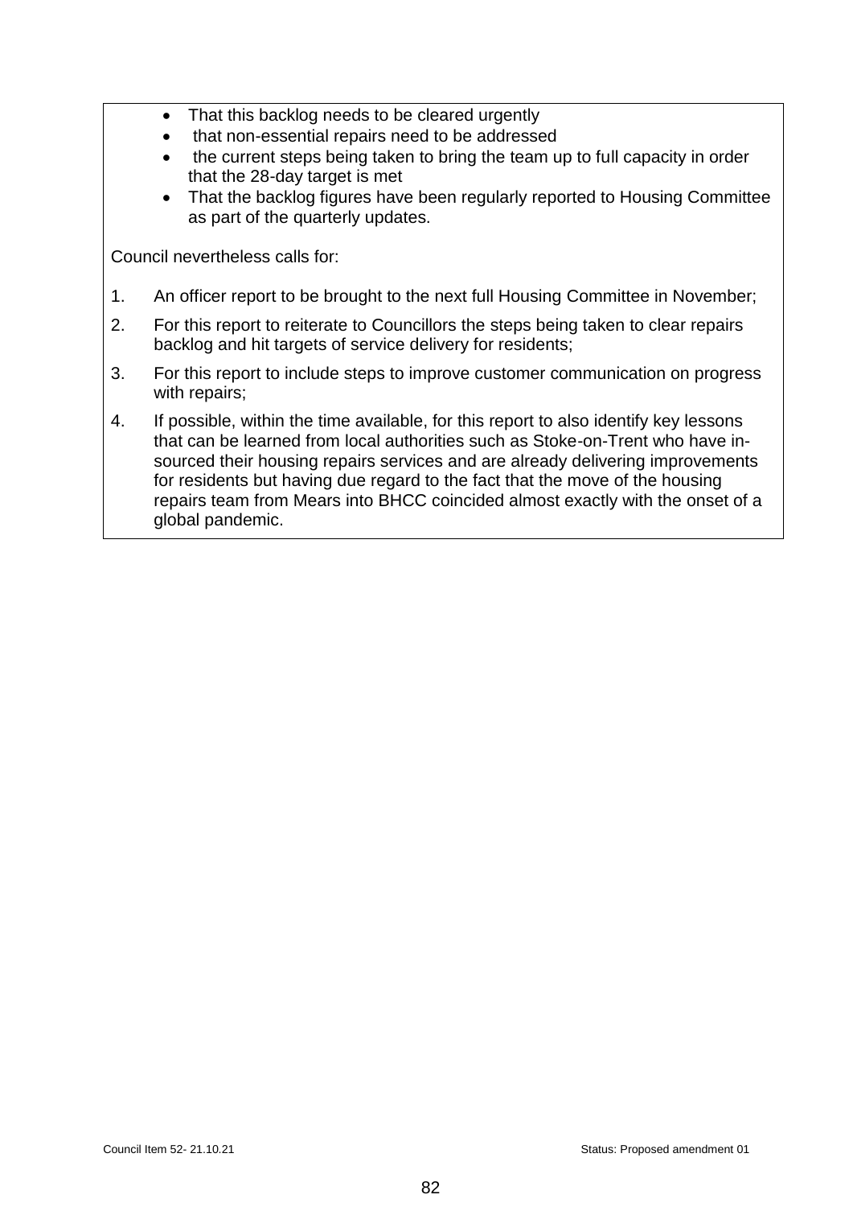- That this backlog needs to be cleared urgently
- that non-essential repairs need to be addressed
- the current steps being taken to bring the team up to full capacity in order that the 28-day target is met
- That the backlog figures have been regularly reported to Housing Committee as part of the quarterly updates.

Council nevertheless calls for:

1. An officer report to be brought to the next full Housing Committee in November;
2. For this report to reiterate to Councillors the steps being taken to clear repairs backlog and hit targets of service delivery for residents;
3. For this report to include steps to improve customer communication on progress with repairs;
4. If possible, within the time available, for this report to also identify key lessons that can be learned from local authorities such as Stoke-on-Trent who have in-sourced their housing repairs services and are already delivering improvements for residents but having due regard to the fact that the move of the housing repairs team from Mears into BHCC coincided almost exactly with the onset of a global pandemic.